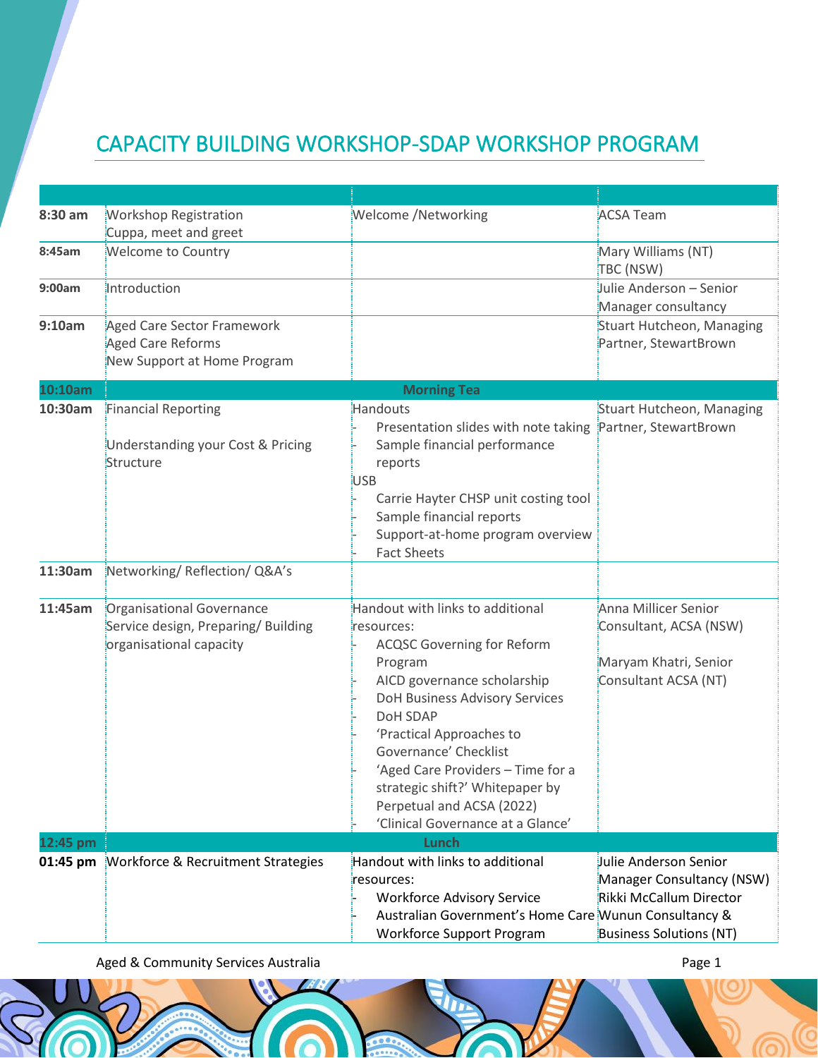# CAPACITY BUILDING WORKSHOP-SDAP WORKSHOP PROGRAM

| | | | |
|---|---|---|---|
| **8:30 am** | Workshop Registration<br>Cuppa, meet and greet | Welcome /Networking | ACSA Team |
| **8:45am** | Welcome to Country | | Mary Williams (NT)<br>TBC (NSW) |
| **9:00am** | Introduction | | Julie Anderson – Senior Manager consultancy |
| **9:10am** | Aged Care Sector Framework<br>Aged Care Reforms<br>New Support at Home Program | | Stuart Hutcheon, Managing Partner, StewartBrown |
| **10:10am** | **Morning Tea** | | |
| **10:30am** | Financial Reporting<br><br>Understanding your Cost & Pricing Structure | Handouts<br>- Presentation slides with note taking<br>- Sample financial performance reports<br>USB<br>- Carrie Hayter CHSP unit costing tool<br>- Sample financial reports<br>- Support-at-home program overview<br>- Fact Sheets | Stuart Hutcheon, Managing Partner, StewartBrown |
| **11:30am** | Networking/ Reflection/ Q&A's | | |
| **11:45am** | Organisational Governance<br>Service design, Preparing/ Building organisational capacity | Handout with links to additional resources:<br>- ACQSC Governing for Reform Program<br>- AICD governance scholarship<br>- DoH Business Advisory Services<br>- DoH SDAP<br>- 'Practical Approaches to Governance' Checklist<br>- 'Aged Care Providers – Time for a strategic shift?' Whitepaper by Perpetual and ACSA (2022)<br>- 'Clinical Governance at a Glance' | Anna Millicer Senior Consultant, ACSA (NSW)<br><br>Maryam Khatri, Senior Consultant ACSA (NT) |
| **12:45 pm** | **Lunch** | | |
| **01:45 pm** | Workforce & Recruitment Strategies | Handout with links to additional resources:<br>- Workforce Advisory Service<br>- Australian Government's Home Care Workforce Support Program | Julie Anderson Senior Manager Consultancy (NSW)<br>Rikki McCallum Director Wunun Consultancy & Business Solutions (NT) |

Aged & Community Services Australia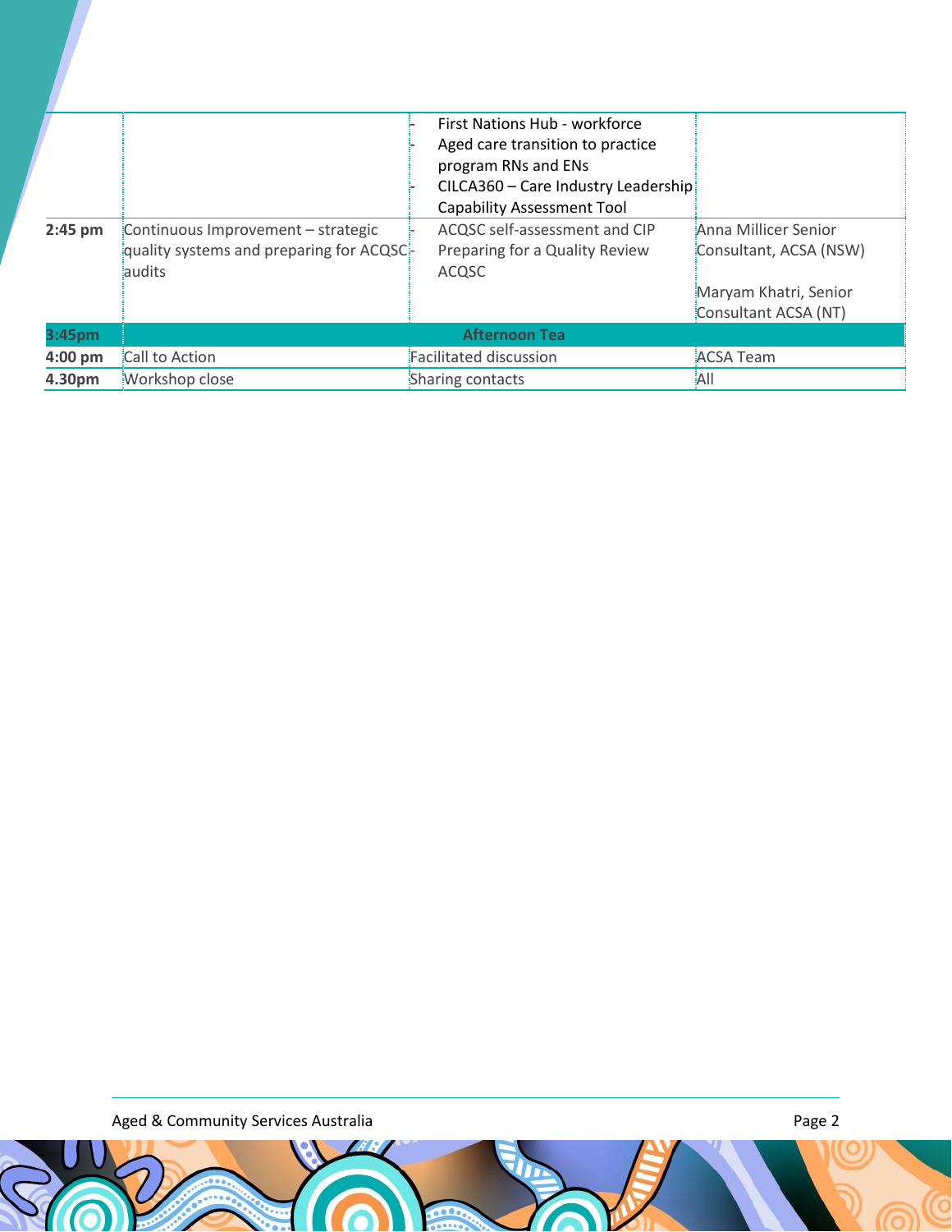| | | | |
|---|---|---|---|
| | | - First Nations Hub - workforce<br>- Aged care transition to practice program RNs and ENs<br>- CILCA360 – Care Industry Leadership Capability Assessment Tool | |
| **2:45 pm** | Continuous Improvement – strategic quality systems and preparing for ACQSC audits | - ACQSC self-assessment and CIP<br>- Preparing for a Quality Review ACQSC | Anna Millicer Senior Consultant, ACSA (NSW)<br><br>Maryam Khatri, Senior Consultant ACSA (NT) |
| **3:45pm** | **Afternoon Tea** | | |
| **4:00 pm** | Call to Action | Facilitated discussion | ACSA Team |
| **4.30pm** | Workshop close | Sharing contacts | All |